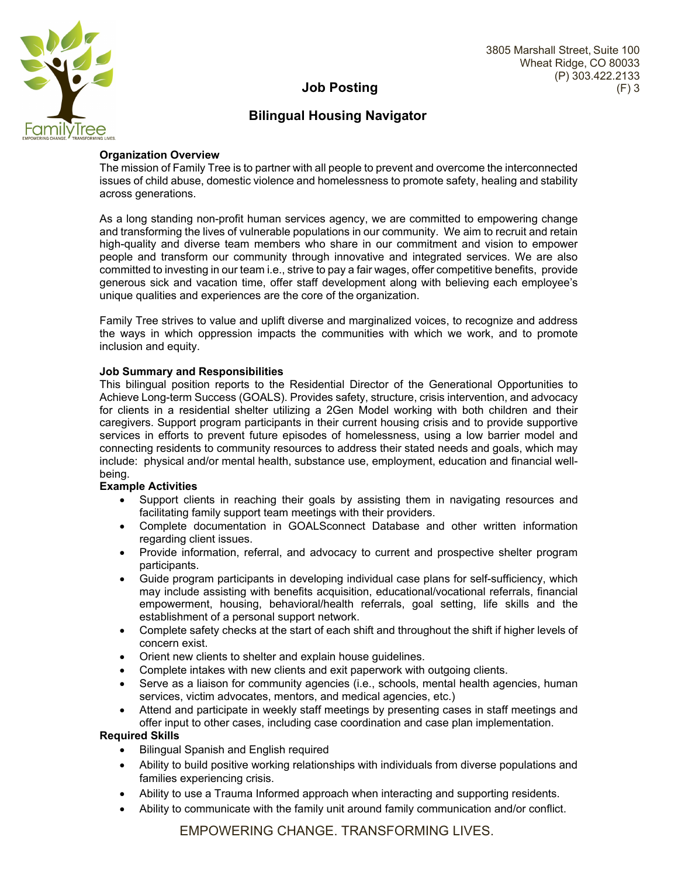3805 Marshall Street, Suite 100
Wheat Ridge, CO 80033
(P) 303.422.2133
(F) 3

# Job Posting

## Bilingual Housing Navigator

**Organization Overview**

The mission of Family Tree is to partner with all people to prevent and overcome the interconnected issues of child abuse, domestic violence and homelessness to promote safety, healing and stability across generations.

As a long standing non-profit human services agency, we are committed to empowering change and transforming the lives of vulnerable populations in our community. We aim to recruit and retain high-quality and diverse team members who share in our commitment and vision to empower people and transform our community through innovative and integrated services. We are also committed to investing in our team i.e., strive to pay a fair wages, offer competitive benefits, provide generous sick and vacation time, offer staff development along with believing each employee's unique qualities and experiences are the core of the organization.

Family Tree strives to value and uplift diverse and marginalized voices, to recognize and address the ways in which oppression impacts the communities with which we work, and to promote inclusion and equity.

**Job Summary and Responsibilities**

This bilingual position reports to the Residential Director of the Generational Opportunities to Achieve Long-term Success (GOALS). Provides safety, structure, crisis intervention, and advocacy for clients in a residential shelter utilizing a 2Gen Model working with both children and their caregivers. Support program participants in their current housing crisis and to provide supportive services in efforts to prevent future episodes of homelessness, using a low barrier model and connecting residents to community resources to address their stated needs and goals, which may include: physical and/or mental health, substance use, employment, education and financial well-being.

**Example Activities**

- Support clients in reaching their goals by assisting them in navigating resources and facilitating family support team meetings with their providers.
- Complete documentation in GOALSconnect Database and other written information regarding client issues.
- Provide information, referral, and advocacy to current and prospective shelter program participants.
- Guide program participants in developing individual case plans for self-sufficiency, which may include assisting with benefits acquisition, educational/vocational referrals, financial empowerment, housing, behavioral/health referrals, goal setting, life skills and the establishment of a personal support network.
- Complete safety checks at the start of each shift and throughout the shift if higher levels of concern exist.
- Orient new clients to shelter and explain house guidelines.
- Complete intakes with new clients and exit paperwork with outgoing clients.
- Serve as a liaison for community agencies (i.e., schools, mental health agencies, human services, victim advocates, mentors, and medical agencies, etc.)
- Attend and participate in weekly staff meetings by presenting cases in staff meetings and offer input to other cases, including case coordination and case plan implementation.

**Required Skills**

- Bilingual Spanish and English required
- Ability to build positive working relationships with individuals from diverse populations and families experiencing crisis.
- Ability to use a Trauma Informed approach when interacting and supporting residents.
- Ability to communicate with the family unit around family communication and/or conflict.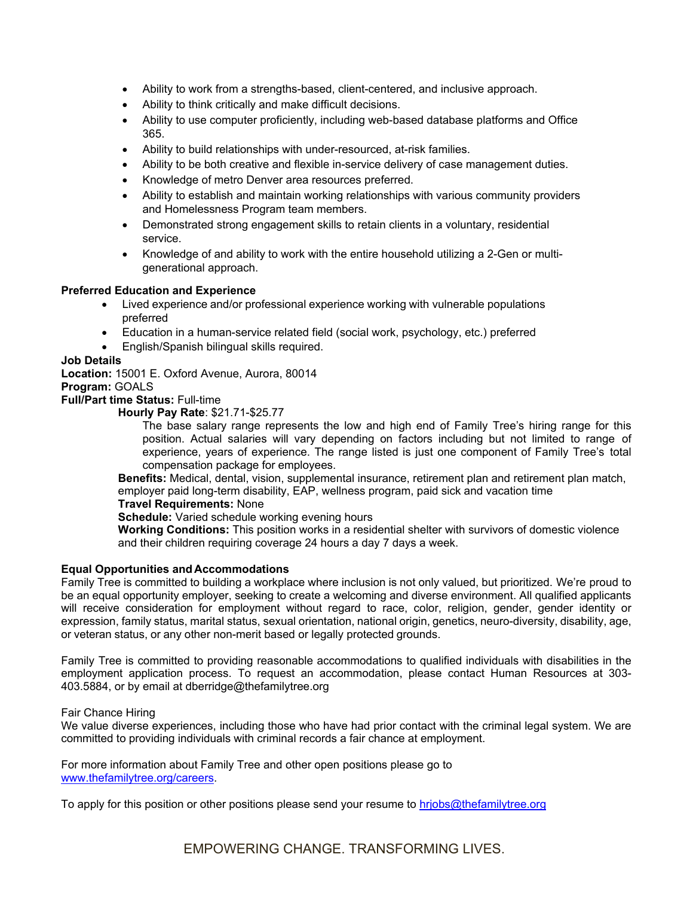- Ability to work from a strengths-based, client-centered, and inclusive approach.
- Ability to think critically and make difficult decisions.
- Ability to use computer proficiently, including web-based database platforms and Office 365.
- Ability to build relationships with under-resourced, at-risk families.
- Ability to be both creative and flexible in-service delivery of case management duties.
- Knowledge of metro Denver area resources preferred.
- Ability to establish and maintain working relationships with various community providers and Homelessness Program team members.
- Demonstrated strong engagement skills to retain clients in a voluntary, residential service.
- Knowledge of and ability to work with the entire household utilizing a 2-Gen or multi-generational approach.

**Preferred Education and Experience**

- Lived experience and/or professional experience working with vulnerable populations preferred
- Education in a human-service related field (social work, psychology, etc.) preferred
- English/Spanish bilingual skills required.

**Job Details**

**Location:** 15001 E. Oxford Avenue, Aurora, 80014

**Program:** GOALS

**Full/Part time Status:** Full-time

**Hourly Pay Rate**: $21.71-$25.77

The base salary range represents the low and high end of Family Tree's hiring range for this position. Actual salaries will vary depending on factors including but not limited to range of experience, years of experience. The range listed is just one component of Family Tree's total compensation package for employees.

**Benefits:** Medical, dental, vision, supplemental insurance, retirement plan and retirement plan match, employer paid long-term disability, EAP, wellness program, paid sick and vacation time

**Travel Requirements:** None

**Schedule:** Varied schedule working evening hours

**Working Conditions:** This position works in a residential shelter with survivors of domestic violence and their children requiring coverage 24 hours a day 7 days a week.

**Equal Opportunities and Accommodations**

Family Tree is committed to building a workplace where inclusion is not only valued, but prioritized. We're proud to be an equal opportunity employer, seeking to create a welcoming and diverse environment. All qualified applicants will receive consideration for employment without regard to race, color, religion, gender, gender identity or expression, family status, marital status, sexual orientation, national origin, genetics, neuro-diversity, disability, age, or veteran status, or any other non-merit based or legally protected grounds.

Family Tree is committed to providing reasonable accommodations to qualified individuals with disabilities in the employment application process. To request an accommodation, please contact Human Resources at 303-403.5884, or by email at dberridge@thefamilytree.org

Fair Chance Hiring

We value diverse experiences, including those who have had prior contact with the criminal legal system. We are committed to providing individuals with criminal records a fair chance at employment.

For more information about Family Tree and other open positions please go to [www.thefamilytree.org/careers](www.thefamilytree.org/careers).

To apply for this position or other positions please send your resume to [hrjobs@thefamilytree.org](mailto:hrjobs@thefamilytree.org)

EMPOWERING CHANGE. TRANSFORMING LIVES.